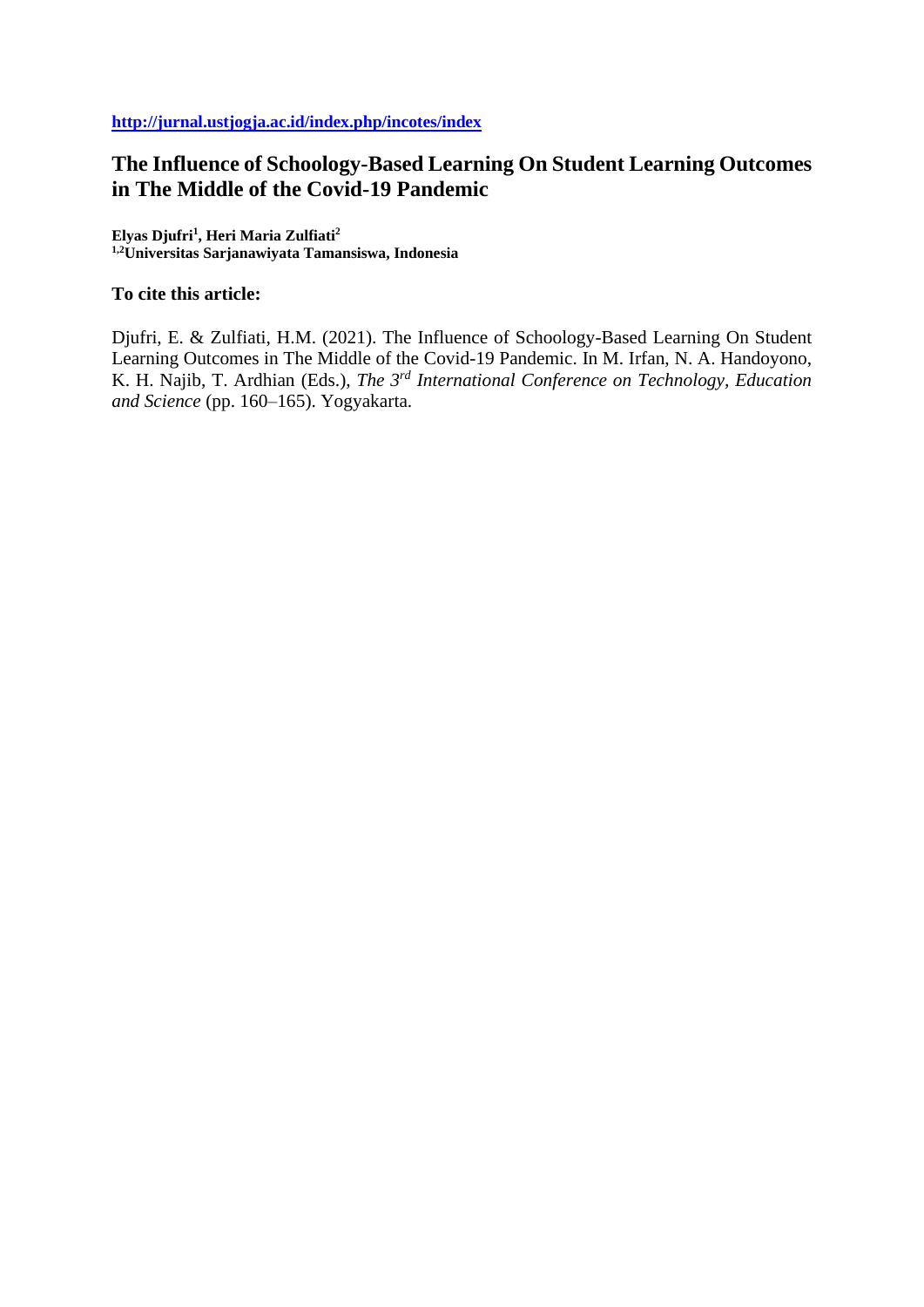http://jurnal.ustjogja.ac.id/index.php/incotes/index

# The Influence of Schoology-Based Learning On Student Learning Outcomes in The Middle of the Covid-19 Pandemic

**Elyas Djufri[1], Heri Maria Zulfiati[2]**
**[1,2]Universitas Sarjanawiyata Tamansiswa, Indonesia**

**To cite this article:**

Djufri, E. & Zulfiati, H.M. (2021). The Influence of Schoology-Based Learning On Student Learning Outcomes in The Middle of the Covid-19 Pandemic. In M. Irfan, N. A. Handoyono, K. H. Najib, T. Ardhian (Eds.), *The 3rd International Conference on Technology, Education and Science* (pp. 160–165). Yogyakarta.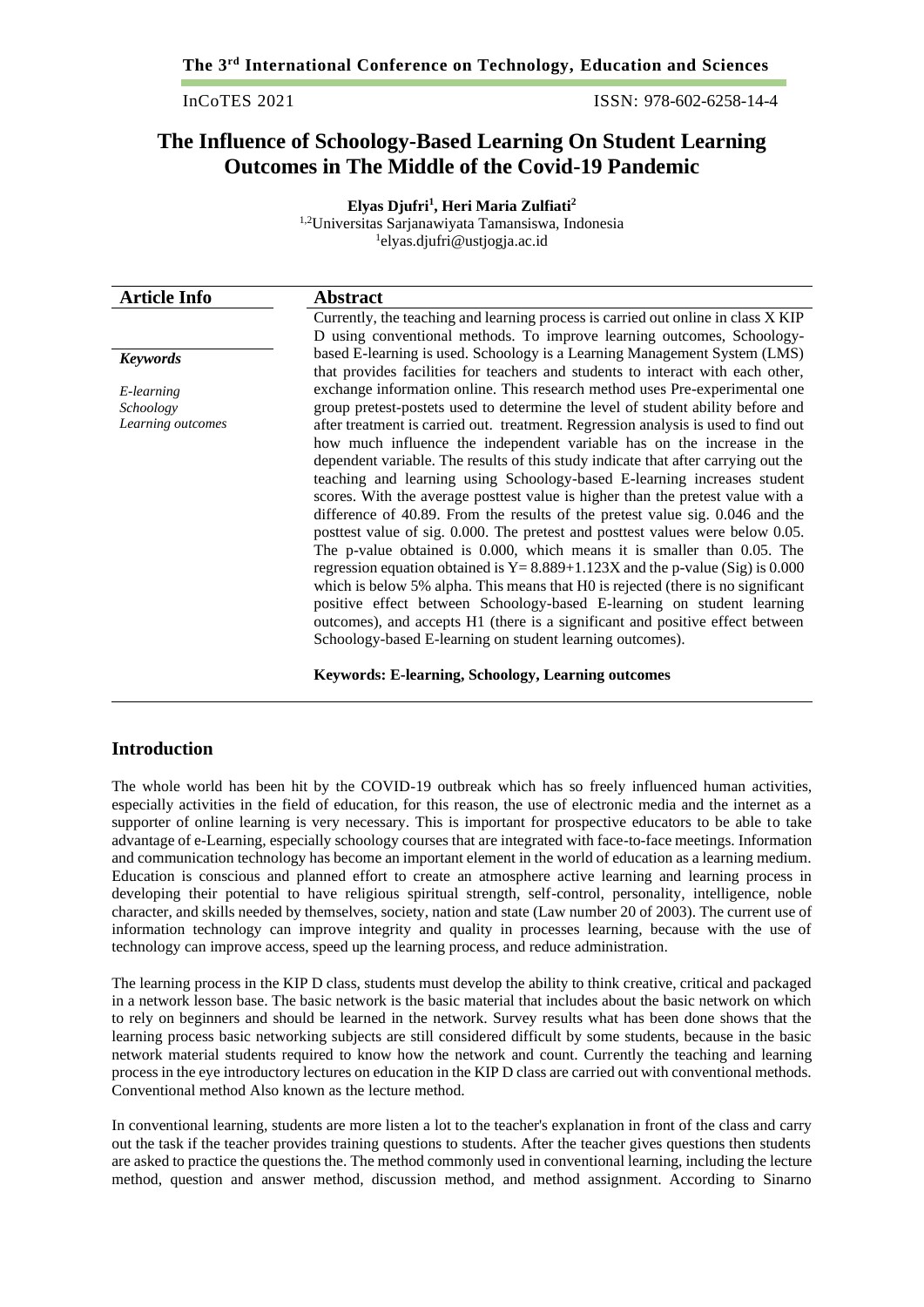# The Influence of Schoology-Based Learning On Student Learning Outcomes in The Middle of the Covid-19 Pandemic

**Elyas Djufri[1], Heri Maria Zulfiati[2]**

[1,2]Universitas Sarjanawiyata Tamansiswa, Indonesia
[1]elyas.djufri@ustjogja.ac.id

| Article Info | Abstract |
|---|---|
| ***Keywords***<br><br>*E-learning*<br>*Schoology*<br>*Learning outcomes* | Currently, the teaching and learning process is carried out online in class X KIP D using conventional methods. To improve learning outcomes, Schoology-based E-learning is used. Schoology is a Learning Management System (LMS) that provides facilities for teachers and students to interact with each other, exchange information online. This research method uses Pre-experimental one group pretest-postets used to determine the level of student ability before and after treatment is carried out. treatment. Regression analysis is used to find out how much influence the independent variable has on the increase in the dependent variable. The results of this study indicate that after carrying out the teaching and learning using Schoology-based E-learning increases student scores. With the average posttest value is higher than the pretest value with a difference of 40.89. From the results of the pretest value sig. 0.046 and the posttest value of sig. 0.000. The pretest and posttest values were below 0.05. The p-value obtained is 0.000, which means it is smaller than 0.05. The regression equation obtained is $Y= 8.889+1.123X$ and the p-value (Sig) is 0.000 which is below 5% alpha. This means that H0 is rejected (there is no significant positive effect between Schoology-based E-learning on student learning outcomes), and accepts H1 (there is a significant and positive effect between Schoology-based E-learning on student learning outcomes).<br><br>**Keywords: E-learning, Schoology, Learning outcomes** |

## Introduction

The whole world has been hit by the COVID-19 outbreak which has so freely influenced human activities, especially activities in the field of education, for this reason, the use of electronic media and the internet as a supporter of online learning is very necessary. This is important for prospective educators to be able to take advantage of e-Learning, especially schoology courses that are integrated with face-to-face meetings. Information and communication technology has become an important element in the world of education as a learning medium. Education is conscious and planned effort to create an atmosphere active learning and learning process in developing their potential to have religious spiritual strength, self-control, personality, intelligence, noble character, and skills needed by themselves, society, nation and state (Law number 20 of 2003). The current use of information technology can improve integrity and quality in processes learning, because with the use of technology can improve access, speed up the learning process, and reduce administration.

The learning process in the KIP D class, students must develop the ability to think creative, critical and packaged in a network lesson base. The basic network is the basic material that includes about the basic network on which to rely on beginners and should be learned in the network. Survey results what has been done shows that the learning process basic networking subjects are still considered difficult by some students, because in the basic network material students required to know how the network and count. Currently the teaching and learning process in the eye introductory lectures on education in the KIP D class are carried out with conventional methods. Conventional method Also known as the lecture method.

In conventional learning, students are more listen a lot to the teacher's explanation in front of the class and carry out the task if the teacher provides training questions to students. After the teacher gives questions then students are asked to practice the questions the. The method commonly used in conventional learning, including the lecture method, question and answer method, discussion method, and method assignment. According to Sinarno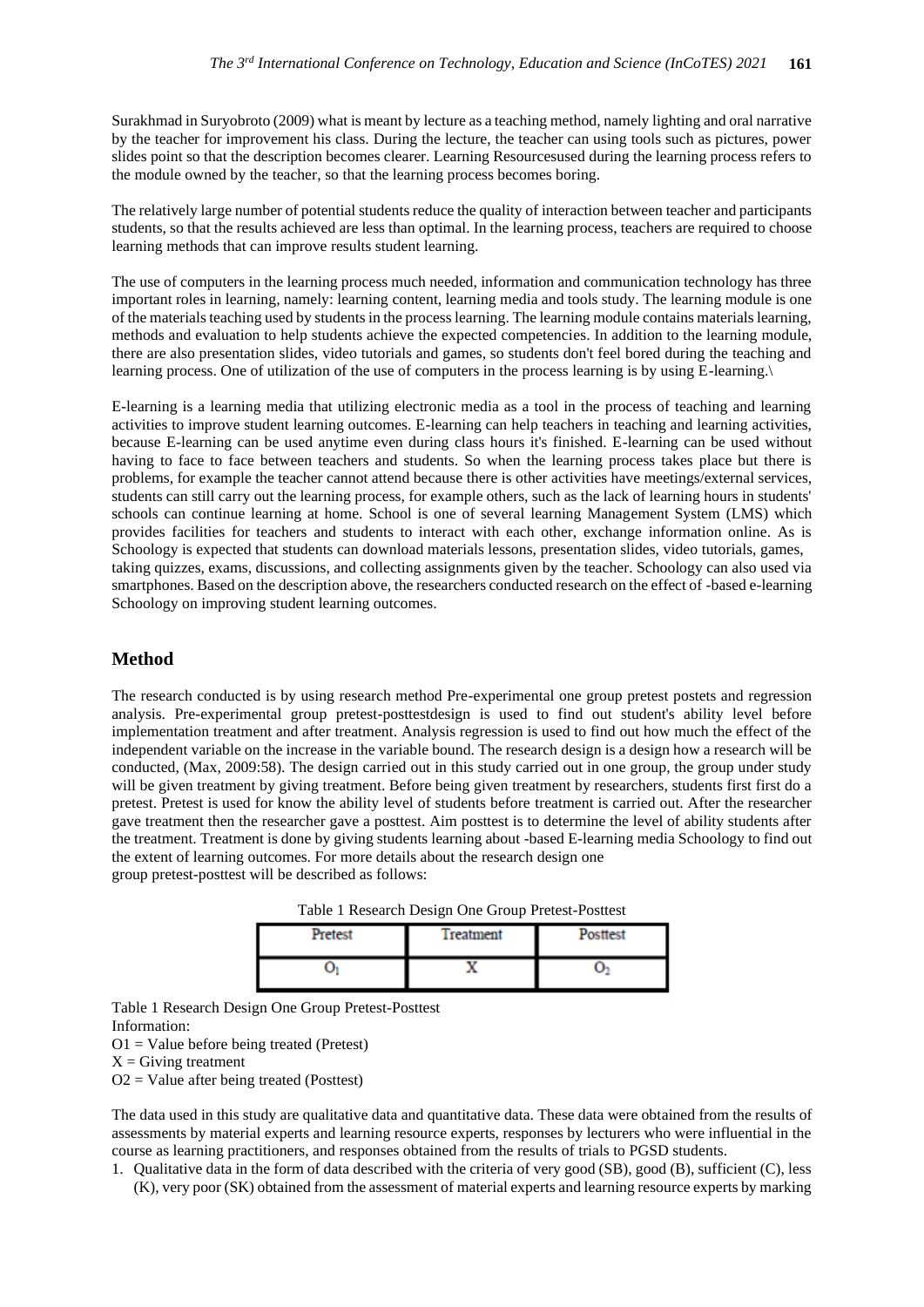Surakhmad in Suryobroto (2009) what is meant by lecture as a teaching method, namely lighting and oral narrative by the teacher for improvement his class. During the lecture, the teacher can using tools such as pictures, power slides point so that the description becomes clearer. Learning Resourcesused during the learning process refers to the module owned by the teacher, so that the learning process becomes boring.

The relatively large number of potential students reduce the quality of interaction between teacher and participants students, so that the results achieved are less than optimal. In the learning process, teachers are required to choose learning methods that can improve results student learning.

The use of computers in the learning process much needed, information and communication technology has three important roles in learning, namely: learning content, learning media and tools study. The learning module is one of the materials teaching used by students in the process learning. The learning module contains materials learning, methods and evaluation to help students achieve the expected competencies. In addition to the learning module, there are also presentation slides, video tutorials and games, so students don't feel bored during the teaching and learning process. One of utilization of the use of computers in the process learning is by using E-learning.\

E-learning is a learning media that utilizing electronic media as a tool in the process of teaching and learning activities to improve student learning outcomes. E-learning can help teachers in teaching and learning activities, because E-learning can be used anytime even during class hours it's finished. E-learning can be used without having to face to face between teachers and students. So when the learning process takes place but there is problems, for example the teacher cannot attend because there is other activities have meetings/external services, students can still carry out the learning process, for example others, such as the lack of learning hours in students' schools can continue learning at home. School is one of several learning Management System (LMS) which provides facilities for teachers and students to interact with each other, exchange information online. As is Schoology is expected that students can download materials lessons, presentation slides, video tutorials, games, taking quizzes, exams, discussions, and collecting assignments given by the teacher. Schoology can also used via smartphones. Based on the description above, the researchers conducted research on the effect of -based e-learning Schoology on improving student learning outcomes.

## Method

The research conducted is by using research method Pre-experimental one group pretest postets and regression analysis. Pre-experimental group pretest-posttestdesign is used to find out student's ability level before implementation treatment and after treatment. Analysis regression is used to find out how much the effect of the independent variable on the increase in the variable bound. The research design is a design how a research will be conducted, (Max, 2009:58). The design carried out in this study carried out in one group, the group under study will be given treatment by giving treatment. Before being given treatment by researchers, students first first do a pretest. Pretest is used for know the ability level of students before treatment is carried out. After the researcher gave treatment then the researcher gave a posttest. Aim posttest is to determine the level of ability students after the treatment. Treatment is done by giving students learning about -based E-learning media Schoology to find out the extent of learning outcomes. For more details about the research design one group pretest-posttest will be described as follows:

Table 1 Research Design One Group Pretest-Posttest

| Pretest | Treatment | Posttest |
|---|---|---|
| $O_1$ | X | $O_2$ |

Table 1 Research Design One Group Pretest-Posttest

Information:

O1 = Value before being treated (Pretest)

X = Giving treatment

O2 = Value after being treated (Posttest)

The data used in this study are qualitative data and quantitative data. These data were obtained from the results of assessments by material experts and learning resource experts, responses by lecturers who were influential in the course as learning practitioners, and responses obtained from the results of trials to PGSD students.

1. Qualitative data in the form of data described with the criteria of very good (SB), good (B), sufficient (C), less (K), very poor (SK) obtained from the assessment of material experts and learning resource experts by marking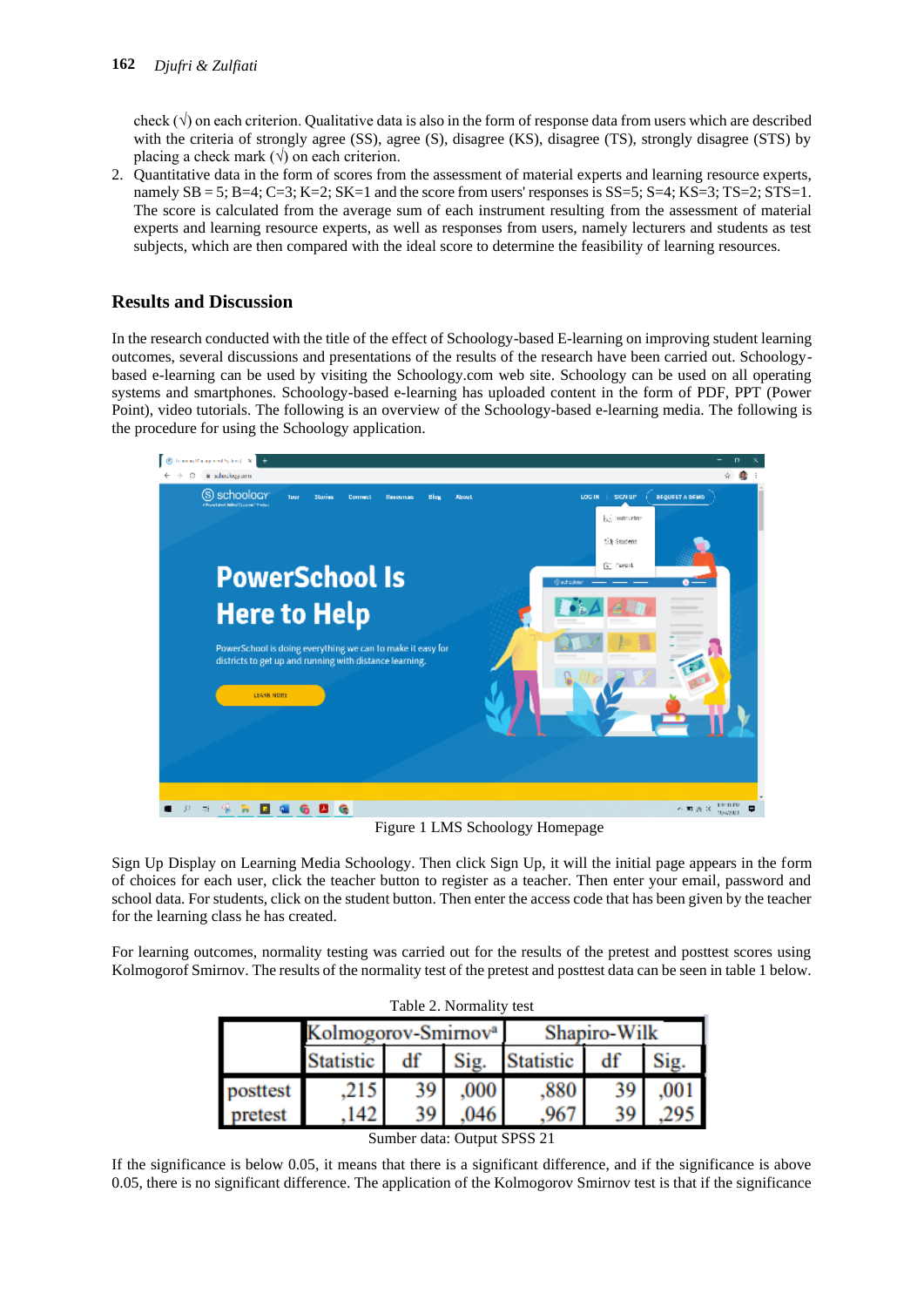check (√) on each criterion. Qualitative data is also in the form of response data from users which are described with the criteria of strongly agree (SS), agree (S), disagree (KS), disagree (TS), strongly disagree (STS) by placing a check mark (√) on each criterion.

2. Quantitative data in the form of scores from the assessment of material experts and learning resource experts, namely SB = 5; B=4; C=3; K=2; SK=1 and the score from users' responses is SS=5; S=4; KS=3; TS=2; STS=1. The score is calculated from the average sum of each instrument resulting from the assessment of material experts and learning resource experts, as well as responses from users, namely lecturers and students as test subjects, which are then compared with the ideal score to determine the feasibility of learning resources.

## Results and Discussion

In the research conducted with the title of the effect of Schoology-based E-learning on improving student learning outcomes, several discussions and presentations of the results of the research have been carried out. Schoology-based e-learning can be used by visiting the Schoology.com web site. Schoology can be used on all operating systems and smartphones. Schoology-based e-learning has uploaded content in the form of PDF, PPT (Power Point), video tutorials. The following is an overview of the Schoology-based e-learning media. The following is the procedure for using the Schoology application.

Figure 1 LMS Schoology Homepage

Sign Up Display on Learning Media Schoology. Then click Sign Up, it will the initial page appears in the form of choices for each user, click the teacher button to register as a teacher. Then enter your email, password and school data. For students, click on the student button. Then enter the access code that has been given by the teacher for the learning class he has created.

For learning outcomes, normality testing was carried out for the results of the pretest and posttest scores using Kolmogorof Smirnov. The results of the normality test of the pretest and posttest data can be seen in table 1 below.

Table 2. Normality test

| | Kolmogorov-Smirnov[a] | | | Shapiro-Wilk | | |
|---|---|---|---|---|---|---|
| | Statistic | df | Sig. | Statistic | df | Sig. |
| posttest | ,215 | 39 | ,000 | ,880 | 39 | ,001 |
| pretest | ,142 | 39 | ,046 | ,967 | 39 | ,295 |

Sumber data: Output SPSS 21

If the significance is below 0.05, it means that there is a significant difference, and if the significance is above 0.05, there is no significant difference. The application of the Kolmogorov Smirnov test is that if the significance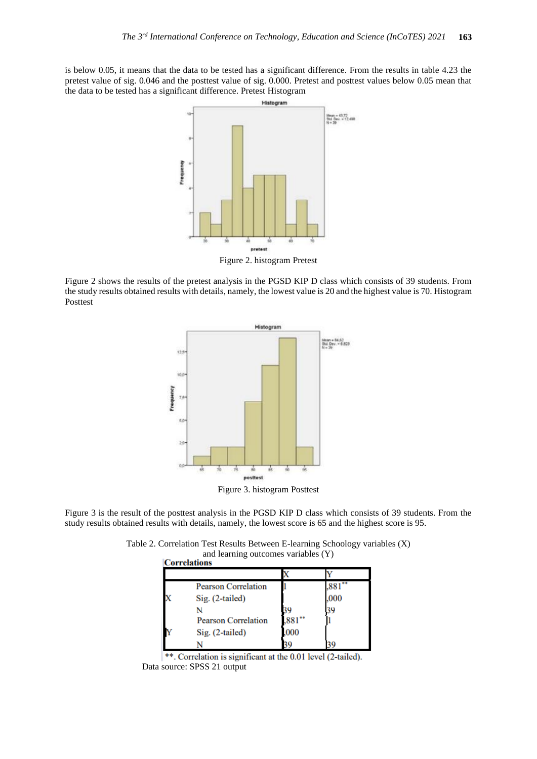is below 0.05, it means that the data to be tested has a significant difference. From the results in table 4.23 the pretest value of sig. 0.046 and the posttest value of sig. 0.000. Pretest and posttest values below 0.05 mean that the data to be tested has a significant difference. Pretest Histogram

Figure 2. histogram Pretest

Figure 2 shows the results of the pretest analysis in the PGSD KIP D class which consists of 39 students. From the study results obtained results with details, namely, the lowest value is 20 and the highest value is 70. Histogram Posttest

Figure 3. histogram Posttest

Figure 3 is the result of the posttest analysis in the PGSD KIP D class which consists of 39 students. From the study results obtained results with details, namely, the lowest score is 65 and the highest score is 95.

Table 2. Correlation Test Results Between E-learning Schoology variables (X) and learning outcomes variables (Y)

**Correlations**

| | | X | Y |
|---|---|---|---|
| X | Pearson Correlation | 1 | ,881** |
| | Sig. (2-tailed) | | ,000 |
| | N | 39 | 39 |
| Y | Pearson Correlation | ,881** | 1 |
| | Sig. (2-tailed) | ,000 | |
| | N | 39 | 39 |

**. Correlation is significant at the 0.01 level (2-tailed).

Data source: SPSS 21 output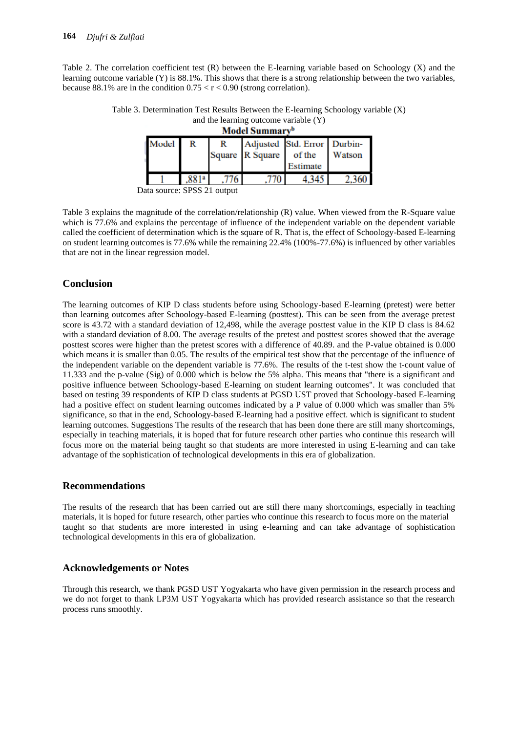Table 2. The correlation coefficient test (R) between the E-learning variable based on Schoology (X) and the learning outcome variable (Y) is 88.1%. This shows that there is a strong relationship between the two variables, because 88.1% are in the condition $0.75 < r < 0.90$ (strong correlation).

Table 3. Determination Test Results Between the E-learning Schoology variable (X) and the learning outcome variable (Y)

**Model Summary[b]**

| Model | R | R Square | Adjusted R Square | Std. Error of the Estimate | Durbin-Watson |
|---|---|---|---|---|---|
| 1 | ,881[a] | ,776 | ,770 | 4,345 | 2,360 |

Data source: SPSS 21 output

Table 3 explains the magnitude of the correlation/relationship (R) value. When viewed from the R-Square value which is 77.6% and explains the percentage of influence of the independent variable on the dependent variable called the coefficient of determination which is the square of R. That is, the effect of Schoology-based E-learning on student learning outcomes is 77.6% while the remaining 22.4% (100%-77.6%) is influenced by other variables that are not in the linear regression model.

## Conclusion

The learning outcomes of KIP D class students before using Schoology-based E-learning (pretest) were better than learning outcomes after Schoology-based E-learning (posttest). This can be seen from the average pretest score is 43.72 with a standard deviation of 12,498, while the average posttest value in the KIP D class is 84.62 with a standard deviation of 8.00. The average results of the pretest and posttest scores showed that the average posttest scores were higher than the pretest scores with a difference of 40.89. and the P-value obtained is 0.000 which means it is smaller than 0.05. The results of the empirical test show that the percentage of the influence of the independent variable on the dependent variable is 77.6%. The results of the t-test show the t-count value of 11.333 and the p-value (Sig) of 0.000 which is below the 5% alpha. This means that "there is a significant and positive influence between Schoology-based E-learning on student learning outcomes". It was concluded that based on testing 39 respondents of KIP D class students at PGSD UST proved that Schoology-based E-learning had a positive effect on student learning outcomes indicated by a P value of 0.000 which was smaller than 5% significance, so that in the end, Schoology-based E-learning had a positive effect. which is significant to student learning outcomes. Suggestions The results of the research that has been done there are still many shortcomings, especially in teaching materials, it is hoped that for future research other parties who continue this research will focus more on the material being taught so that students are more interested in using E-learning and can take advantage of the sophistication of technological developments in this era of globalization.

## Recommendations

The results of the research that has been carried out are still there many shortcomings, especially in teaching materials, it is hoped for future research, other parties who continue this research to focus more on the material taught so that students are more interested in using e-learning and can take advantage of sophistication technological developments in this era of globalization.

## Acknowledgements or Notes

Through this research, we thank PGSD UST Yogyakarta who have given permission in the research process and we do not forget to thank LP3M UST Yogyakarta which has provided research assistance so that the research process runs smoothly.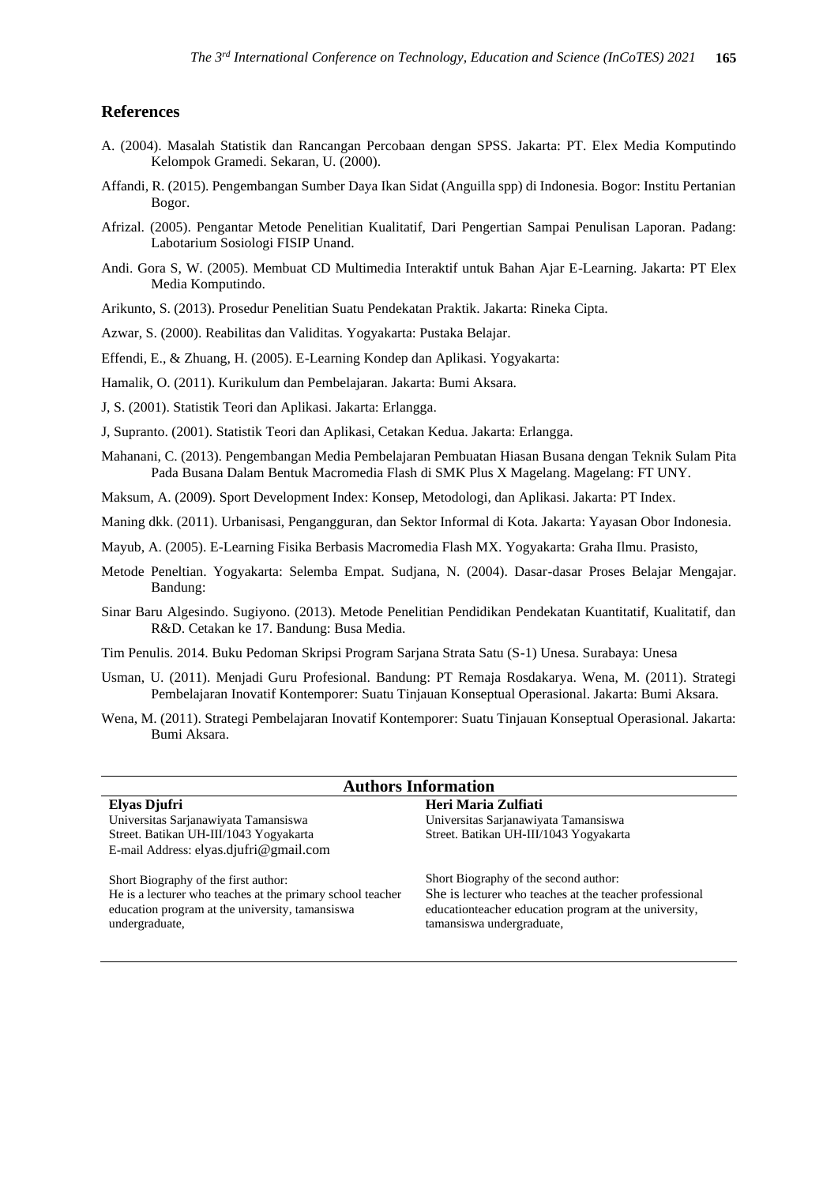## References

A. (2004). Masalah Statistik dan Rancangan Percobaan dengan SPSS. Jakarta: PT. Elex Media Komputindo Kelompok Gramedi. Sekaran, U. (2000).

Affandi, R. (2015). Pengembangan Sumber Daya Ikan Sidat (Anguilla spp) di Indonesia. Bogor: Institu Pertanian Bogor.

Afrizal. (2005). Pengantar Metode Penelitian Kualitatif, Dari Pengertian Sampai Penulisan Laporan. Padang: Labotarium Sosiologi FISIP Unand.

Andi. Gora S, W. (2005). Membuat CD Multimedia Interaktif untuk Bahan Ajar E-Learning. Jakarta: PT Elex Media Komputindo.

Arikunto, S. (2013). Prosedur Penelitian Suatu Pendekatan Praktik. Jakarta: Rineka Cipta.

Azwar, S. (2000). Reabilitas dan Validitas. Yogyakarta: Pustaka Belajar.

Effendi, E., & Zhuang, H. (2005). E-Learning Kondep dan Aplikasi. Yogyakarta:

Hamalik, O. (2011). Kurikulum dan Pembelajaran. Jakarta: Bumi Aksara.

J, S. (2001). Statistik Teori dan Aplikasi. Jakarta: Erlangga.

J, Supranto. (2001). Statistik Teori dan Aplikasi, Cetakan Kedua. Jakarta: Erlangga.

Mahanani, C. (2013). Pengembangan Media Pembelajaran Pembuatan Hiasan Busana dengan Teknik Sulam Pita Pada Busana Dalam Bentuk Macromedia Flash di SMK Plus X Magelang. Magelang: FT UNY.

Maksum, A. (2009). Sport Development Index: Konsep, Metodologi, dan Aplikasi. Jakarta: PT Index.

Maning dkk. (2011). Urbanisasi, Pengangguran, dan Sektor Informal di Kota. Jakarta: Yayasan Obor Indonesia.

Mayub, A. (2005). E-Learning Fisika Berbasis Macromedia Flash MX. Yogyakarta: Graha Ilmu. Prasisto,

Metode Peneltian. Yogyakarta: Selemba Empat. Sudjana, N. (2004). Dasar-dasar Proses Belajar Mengajar. Bandung:

Sinar Baru Algesindo. Sugiyono. (2013). Metode Penelitian Pendidikan Pendekatan Kuantitatif, Kualitatif, dan R&D. Cetakan ke 17. Bandung: Busa Media.

Tim Penulis. 2014. Buku Pedoman Skripsi Program Sarjana Strata Satu (S-1) Unesa. Surabaya: Unesa

Usman, U. (2011). Menjadi Guru Profesional. Bandung: PT Remaja Rosdakarya. Wena, M. (2011). Strategi Pembelajaran Inovatif Kontemporer: Suatu Tinjauan Konseptual Operasional. Jakarta: Bumi Aksara.

Wena, M. (2011). Strategi Pembelajaran Inovatif Kontemporer: Suatu Tinjauan Konseptual Operasional. Jakarta: Bumi Aksara.

## Authors Information

**Elyas Djufri**
Universitas Sarjanawiyata Tamansiswa
Street. Batikan UH-III/1043 Yogyakarta
E-mail Address: elyas.djufri@gmail.com

Short Biography of the first author:
He is a lecturer who teaches at the primary school teacher education program at the university, tamansiswa undergraduate,

**Heri Maria Zulfiati**
Universitas Sarjanawiyata Tamansiswa
Street. Batikan UH-III/1043 Yogyakarta

Short Biography of the second author:
She is lecturer who teaches at the teacher professional educationteacher education program at the university, tamansiswa undergraduate,